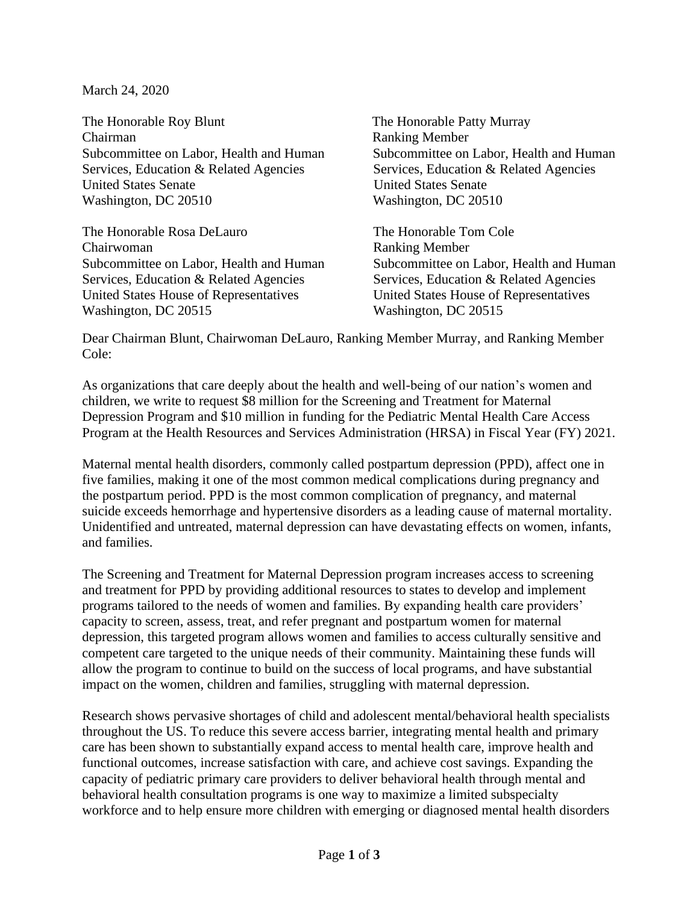March 24, 2020

The Honorable Roy Blunt
Chairman
Subcommittee on Labor, Health and Human Services, Education & Related Agencies
United States Senate
Washington, DC 20510

The Honorable Patty Murray
Ranking Member
Subcommittee on Labor, Health and Human Services, Education & Related Agencies
United States Senate
Washington, DC 20510

The Honorable Rosa DeLauro
Chairwoman
Subcommittee on Labor, Health and Human Services, Education & Related Agencies
United States House of Representatives
Washington, DC 20515

The Honorable Tom Cole
Ranking Member
Subcommittee on Labor, Health and Human Services, Education & Related Agencies
United States House of Representatives
Washington, DC 20515

Dear Chairman Blunt, Chairwoman DeLauro, Ranking Member Murray, and Ranking Member Cole:

As organizations that care deeply about the health and well-being of our nation's women and children, we write to request $8 million for the Screening and Treatment for Maternal Depression Program and $10 million in funding for the Pediatric Mental Health Care Access Program at the Health Resources and Services Administration (HRSA) in Fiscal Year (FY) 2021.

Maternal mental health disorders, commonly called postpartum depression (PPD), affect one in five families, making it one of the most common medical complications during pregnancy and the postpartum period. PPD is the most common complication of pregnancy, and maternal suicide exceeds hemorrhage and hypertensive disorders as a leading cause of maternal mortality. Unidentified and untreated, maternal depression can have devastating effects on women, infants, and families.

The Screening and Treatment for Maternal Depression program increases access to screening and treatment for PPD by providing additional resources to states to develop and implement programs tailored to the needs of women and families. By expanding health care providers' capacity to screen, assess, treat, and refer pregnant and postpartum women for maternal depression, this targeted program allows women and families to access culturally sensitive and competent care targeted to the unique needs of their community. Maintaining these funds will allow the program to continue to build on the success of local programs, and have substantial impact on the women, children and families, struggling with maternal depression.

Research shows pervasive shortages of child and adolescent mental/behavioral health specialists throughout the US. To reduce this severe access barrier, integrating mental health and primary care has been shown to substantially expand access to mental health care, improve health and functional outcomes, increase satisfaction with care, and achieve cost savings. Expanding the capacity of pediatric primary care providers to deliver behavioral health through mental and behavioral health consultation programs is one way to maximize a limited subspecialty workforce and to help ensure more children with emerging or diagnosed mental health disorders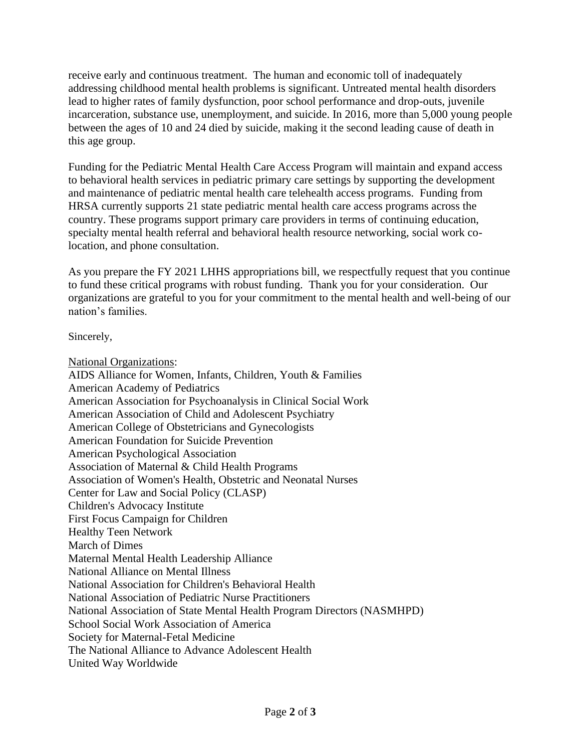receive early and continuous treatment. The human and economic toll of inadequately addressing childhood mental health problems is significant. Untreated mental health disorders lead to higher rates of family dysfunction, poor school performance and drop-outs, juvenile incarceration, substance use, unemployment, and suicide. In 2016, more than 5,000 young people between the ages of 10 and 24 died by suicide, making it the second leading cause of death in this age group.

Funding for the Pediatric Mental Health Care Access Program will maintain and expand access to behavioral health services in pediatric primary care settings by supporting the development and maintenance of pediatric mental health care telehealth access programs. Funding from HRSA currently supports 21 state pediatric mental health care access programs across the country. These programs support primary care providers in terms of continuing education, specialty mental health referral and behavioral health resource networking, social work co-location, and phone consultation.

As you prepare the FY 2021 LHHS appropriations bill, we respectfully request that you continue to fund these critical programs with robust funding. Thank you for your consideration. Our organizations are grateful to you for your commitment to the mental health and well-being of our nation's families.

Sincerely,

National Organizations:
AIDS Alliance for Women, Infants, Children, Youth & Families
American Academy of Pediatrics
American Association for Psychoanalysis in Clinical Social Work
American Association of Child and Adolescent Psychiatry
American College of Obstetricians and Gynecologists
American Foundation for Suicide Prevention
American Psychological Association
Association of Maternal & Child Health Programs
Association of Women's Health, Obstetric and Neonatal Nurses
Center for Law and Social Policy (CLASP)
Children's Advocacy Institute
First Focus Campaign for Children
Healthy Teen Network
March of Dimes
Maternal Mental Health Leadership Alliance
National Alliance on Mental Illness
National Association for Children's Behavioral Health
National Association of Pediatric Nurse Practitioners
National Association of State Mental Health Program Directors (NASMHPD)
School Social Work Association of America
Society for Maternal-Fetal Medicine
The National Alliance to Advance Adolescent Health
United Way Worldwide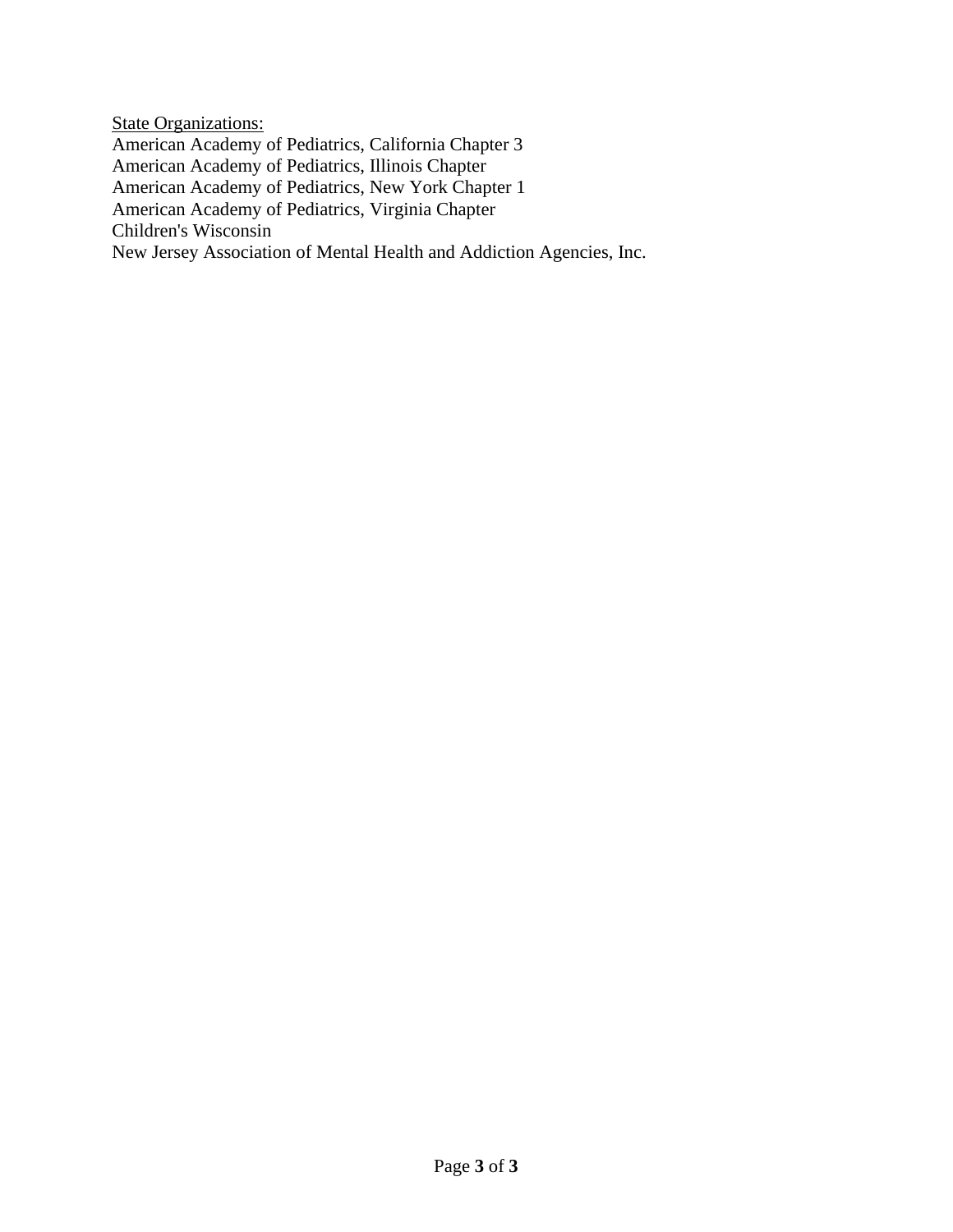<u>State Organizations:</u>
American Academy of Pediatrics, California Chapter 3
American Academy of Pediatrics, Illinois Chapter
American Academy of Pediatrics, New York Chapter 1
American Academy of Pediatrics, Virginia Chapter
Children's Wisconsin
New Jersey Association of Mental Health and Addiction Agencies, Inc.